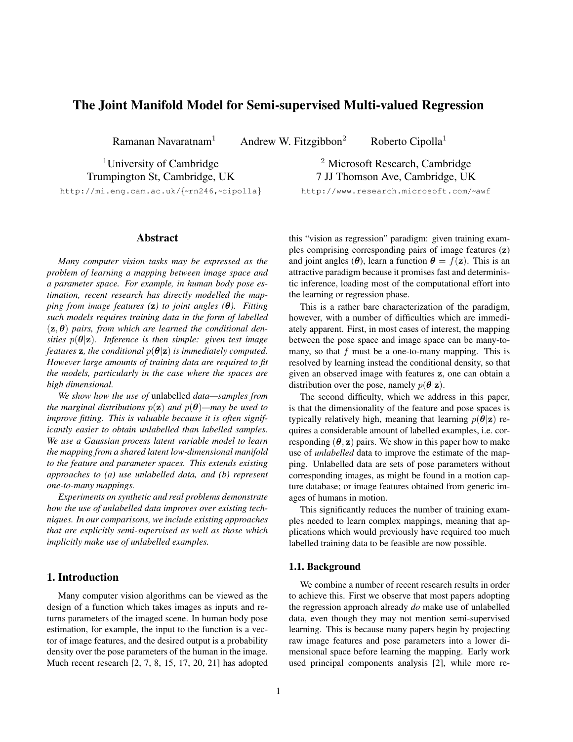# The Joint Manifold Model for Semi-supervised Multi-valued Regression

Ramanan Navaratnam[1] Andrew W. Fitzgibbon[2] Roberto Cipolla[1]

[1]University of Cambridge
Trumpington St, Cambridge, UK
http://mi.eng.cam.ac.uk/{~rn246,~cipolla}

[2] Microsoft Research, Cambridge
7 JJ Thomson Ave, Cambridge, UK
http://www.research.microsoft.com/~awf

## Abstract

*Many computer vision tasks may be expressed as the problem of learning a mapping between image space and a parameter space. For example, in human body pose estimation, recent research has directly modelled the mapping from image features ($\mathbf{z}$) to joint angles ($\boldsymbol{\theta}$). Fitting such models requires training data in the form of labelled $(\mathbf{z}, \boldsymbol{\theta})$ pairs, from which are learned the conditional densities $p(\boldsymbol{\theta}|\mathbf{z})$. Inference is then simple: given test image features $\mathbf{z}$, the conditional $p(\boldsymbol{\theta}|\mathbf{z})$ is immediately computed. However large amounts of training data are required to fit the models, particularly in the case where the spaces are high dimensional.*

*We show how the use of* unlabelled *data—samples from the marginal distributions $p(\mathbf{z})$ and $p(\boldsymbol{\theta})$—may be used to improve fitting. This is valuable because it is often significantly easier to obtain unlabelled than labelled samples. We use a Gaussian process latent variable model to learn the mapping from a shared latent low-dimensional manifold to the feature and parameter spaces. This extends existing approaches to (a) use unlabelled data, and (b) represent one-to-many mappings.*

*Experiments on synthetic and real problems demonstrate how the use of unlabelled data improves over existing techniques. In our comparisons, we include existing approaches that are explicitly semi-supervised as well as those which implicitly make use of unlabelled examples.*

## 1. Introduction

Many computer vision algorithms can be viewed as the design of a function which takes images as inputs and returns parameters of the imaged scene. In human body pose estimation, for example, the input to the function is a vector of image features, and the desired output is a probability density over the pose parameters of the human in the image. Much recent research [2, 7, 8, 15, 17, 20, 21] has adopted this "vision as regression" paradigm: given training examples comprising corresponding pairs of image features ($\mathbf{z}$) and joint angles ($\boldsymbol{\theta}$), learn a function $\boldsymbol{\theta} = f(\mathbf{z})$. This is an attractive paradigm because it promises fast and deterministic inference, loading most of the computational effort into the learning or regression phase.

This is a rather bare characterization of the paradigm, however, with a number of difficulties which are immediately apparent. First, in most cases of interest, the mapping between the pose space and image space can be many-to-many, so that $f$ must be a one-to-many mapping. This is resolved by learning instead the conditional density, so that given an observed image with features $\mathbf{z}$, one can obtain a distribution over the pose, namely $p(\boldsymbol{\theta}|\mathbf{z})$.

The second difficulty, which we address in this paper, is that the dimensionality of the feature and pose spaces is typically relatively high, meaning that learning $p(\boldsymbol{\theta}|\mathbf{z})$ requires a considerable amount of labelled examples, i.e. corresponding $(\boldsymbol{\theta}, \mathbf{z})$ pairs. We show in this paper how to make use of *unlabelled* data to improve the estimate of the mapping. Unlabelled data are sets of pose parameters without corresponding images, as might be found in a motion capture database; or image features obtained from generic images of humans in motion.

This significantly reduces the number of training examples needed to learn complex mappings, meaning that applications which would previously have required too much labelled training data to be feasible are now possible.

### 1.1. Background

We combine a number of recent research results in order to achieve this. First we observe that most papers adopting the regression approach already *do* make use of unlabelled data, even though they may not mention semi-supervised learning. This is because many papers begin by projecting raw image features and pose parameters into a lower dimensional space before learning the mapping. Early work used principal components analysis [2], while more re-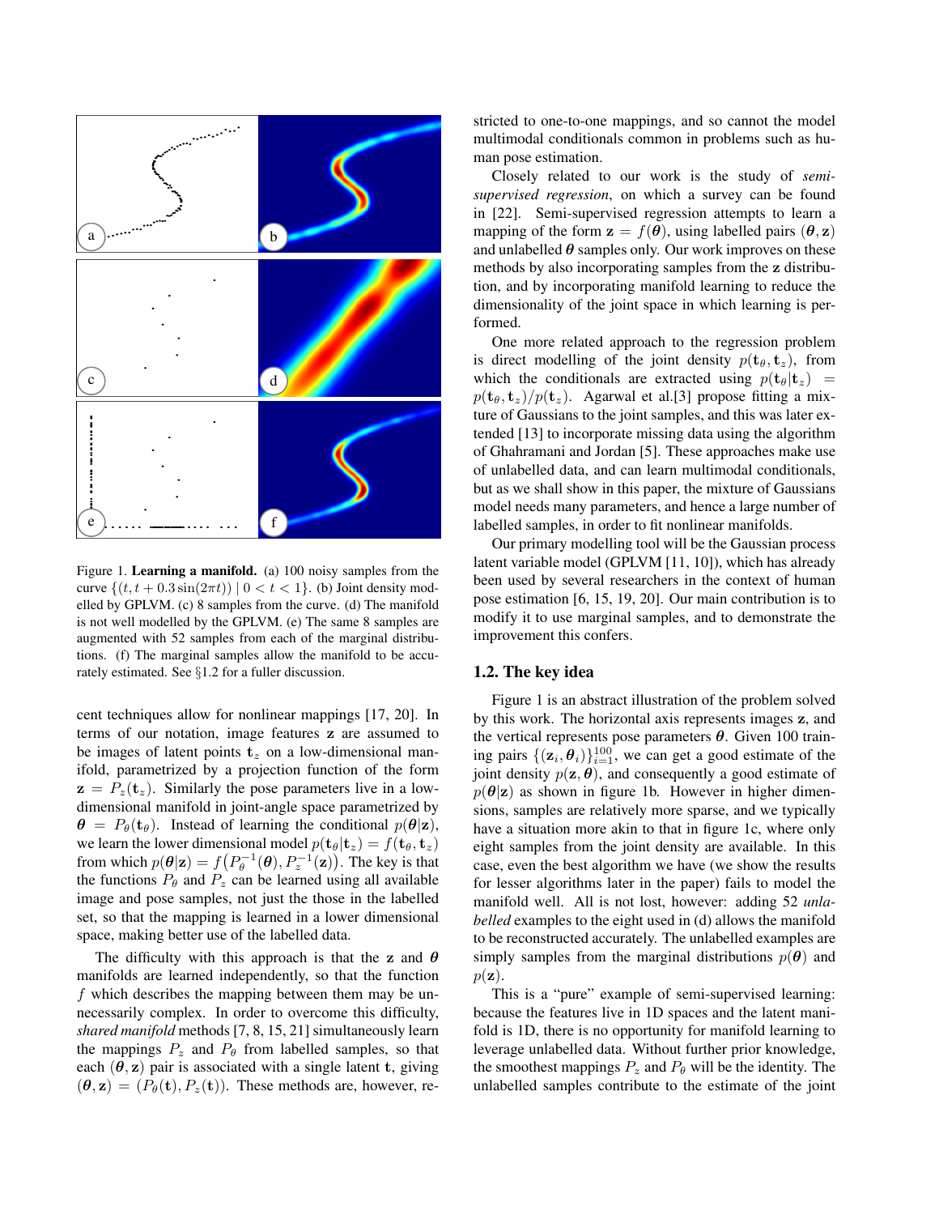Figure 1. **Learning a manifold.** (a) 100 noisy samples from the curve $\{(t, t + 0.3\sin(2\pi t)) \mid 0 < t < 1\}$. (b) Joint density modelled by GPLVM. (c) 8 samples from the curve. (d) The manifold is not well modelled by the GPLVM. (e) The same 8 samples are augmented with 52 samples from each of the marginal distributions. (f) The marginal samples allow the manifold to be accurately estimated. See §1.2 for a fuller discussion.

cent techniques allow for nonlinear mappings [17, 20]. In terms of our notation, image features $\mathbf{z}$ are assumed to be images of latent points $\mathbf{t}_z$ on a low-dimensional manifold, parametrized by a projection function of the form $\mathbf{z} = P_z(\mathbf{t}_z)$. Similarly the pose parameters live in a low-dimensional manifold in joint-angle space parametrized by $\boldsymbol{\theta} = P_\theta(\mathbf{t}_\theta)$. Instead of learning the conditional $p(\boldsymbol{\theta}|\mathbf{z})$, we learn the lower dimensional model $p(\mathbf{t}_\theta|\mathbf{t}_z) = f(\mathbf{t}_\theta, \mathbf{t}_z)$ from which $p(\boldsymbol{\theta}|\mathbf{z}) = f\big(P_\theta^{-1}(\boldsymbol{\theta}), P_z^{-1}(\mathbf{z})\big)$. The key is that the functions $P_\theta$ and $P_z$ can be learned using all available image and pose samples, not just the those in the labelled set, so that the mapping is learned in a lower dimensional space, making better use of the labelled data.

The difficulty with this approach is that the $\mathbf{z}$ and $\boldsymbol{\theta}$ manifolds are learned independently, so that the function $f$ which describes the mapping between them may be unnecessarily complex. In order to overcome this difficulty, *shared manifold* methods [7, 8, 15, 21] simultaneously learn the mappings $P_z$ and $P_\theta$ from labelled samples, so that each $(\boldsymbol{\theta}, \mathbf{z})$ pair is associated with a single latent $\mathbf{t}$, giving $(\boldsymbol{\theta}, \mathbf{z}) = (P_\theta(\mathbf{t}), P_z(\mathbf{t}))$. These methods are, however, restricted to one-to-one mappings, and so cannot the model multimodal conditionals common in problems such as human pose estimation.

Closely related to our work is the study of *semi-supervised regression*, on which a survey can be found in [22]. Semi-supervised regression attempts to learn a mapping of the form $\mathbf{z} = f(\boldsymbol{\theta})$, using labelled pairs $(\boldsymbol{\theta}, \mathbf{z})$ and unlabelled $\boldsymbol{\theta}$ samples only. Our work improves on these methods by also incorporating samples from the $\mathbf{z}$ distribution, and by incorporating manifold learning to reduce the dimensionality of the joint space in which learning is performed.

One more related approach to the regression problem is direct modelling of the joint density $p(\mathbf{t}_\theta, \mathbf{t}_z)$, from which the conditionals are extracted using $p(\mathbf{t}_\theta|\mathbf{t}_z) = p(\mathbf{t}_\theta, \mathbf{t}_z)/p(\mathbf{t}_z)$. Agarwal et al.[3] propose fitting a mixture of Gaussians to the joint samples, and this was later extended [13] to incorporate missing data using the algorithm of Ghahramani and Jordan [5]. These approaches make use of unlabelled data, and can learn multimodal conditionals, but as we shall show in this paper, the mixture of Gaussians model needs many parameters, and hence a large number of labelled samples, in order to fit nonlinear manifolds.

Our primary modelling tool will be the Gaussian process latent variable model (GPLVM [11, 10]), which has already been used by several researchers in the context of human pose estimation [6, 15, 19, 20]. Our main contribution is to modify it to use marginal samples, and to demonstrate the improvement this confers.

## 1.2. The key idea

Figure 1 is an abstract illustration of the problem solved by this work. The horizontal axis represents images $\mathbf{z}$, and the vertical represents pose parameters $\boldsymbol{\theta}$. Given 100 training pairs $\{(\mathbf{z}_i, \boldsymbol{\theta}_i)\}_{i=1}^{100}$, we can get a good estimate of the joint density $p(\mathbf{z}, \boldsymbol{\theta})$, and consequently a good estimate of $p(\boldsymbol{\theta}|\mathbf{z})$ as shown in figure 1b. However in higher dimensions, samples are relatively more sparse, and we typically have a situation more akin to that in figure 1c, where only eight samples from the joint density are available. In this case, even the best algorithm we have (we show the results for lesser algorithms later in the paper) fails to model the manifold well. All is not lost, however: adding 52 *unlabelled* examples to the eight used in (d) allows the manifold to be reconstructed accurately. The unlabelled examples are simply samples from the marginal distributions $p(\boldsymbol{\theta})$ and $p(\mathbf{z})$.

This is a "pure" example of semi-supervised learning: because the features live in 1D spaces and the latent manifold is 1D, there is no opportunity for manifold learning to leverage unlabelled data. Without further prior knowledge, the smoothest mappings $P_z$ and $P_\theta$ will be the identity. The unlabelled samples contribute to the estimate of the joint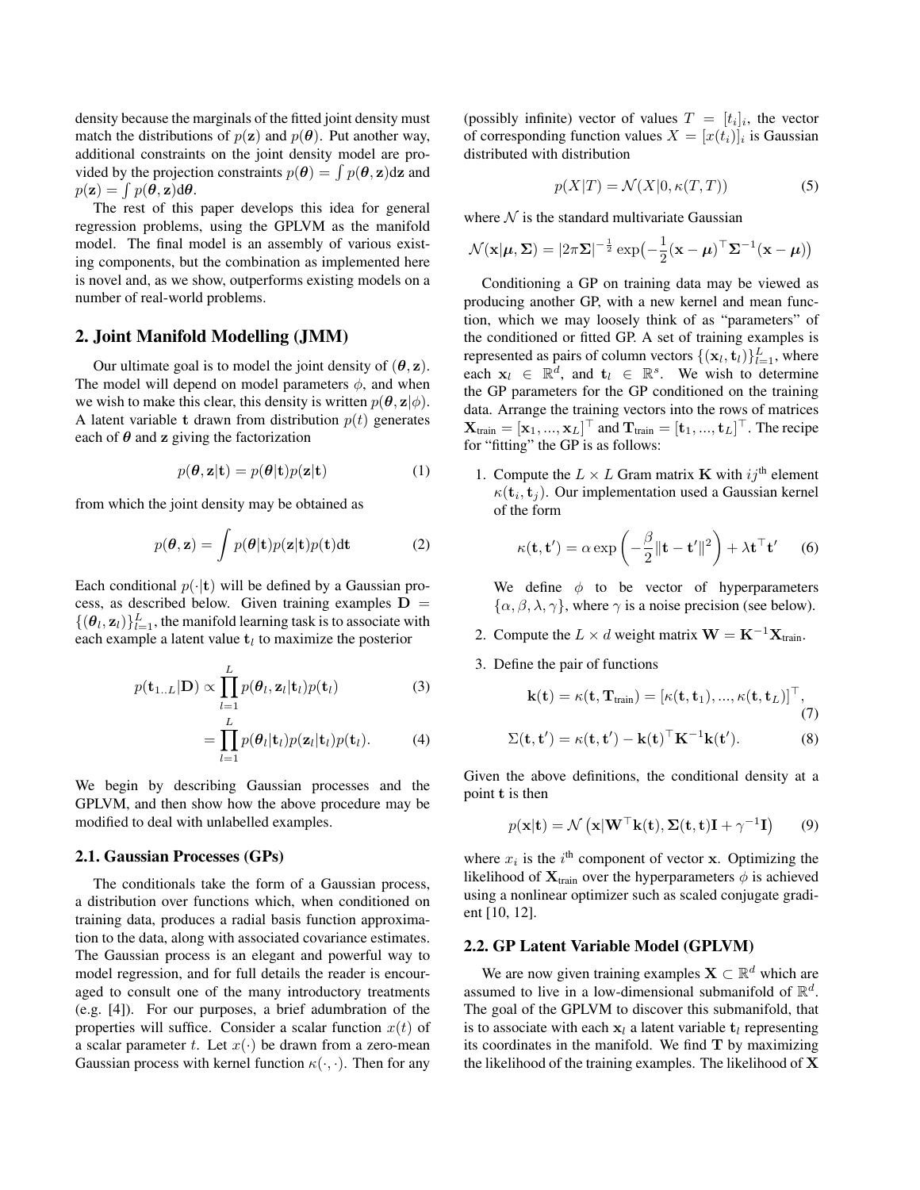density because the marginals of the fitted joint density must match the distributions of $p(\mathbf{z})$ and $p(\boldsymbol{\theta})$. Put another way, additional constraints on the joint density model are provided by the projection constraints $p(\boldsymbol{\theta}) = \int p(\boldsymbol{\theta}, \mathbf{z}) \mathrm{d}\mathbf{z}$ and $p(\mathbf{z}) = \int p(\boldsymbol{\theta}, \mathbf{z}) \mathrm{d}\boldsymbol{\theta}$.

The rest of this paper develops this idea for general regression problems, using the GPLVM as the manifold model. The final model is an assembly of various existing components, but the combination as implemented here is novel and, as we show, outperforms existing models on a number of real-world problems.

## 2. Joint Manifold Modelling (JMM)

Our ultimate goal is to model the joint density of $(\boldsymbol{\theta}, \mathbf{z})$. The model will depend on model parameters $\phi$, and when we wish to make this clear, this density is written $p(\boldsymbol{\theta}, \mathbf{z}|\phi)$. A latent variable $\mathbf{t}$ drawn from distribution $p(t)$ generates each of $\boldsymbol{\theta}$ and $\mathbf{z}$ giving the factorization

$$p(\boldsymbol{\theta}, \mathbf{z}|\mathbf{t}) = p(\boldsymbol{\theta}|\mathbf{t}) p(\mathbf{z}|\mathbf{t}) \tag{1}$$

from which the joint density may be obtained as

$$p(\boldsymbol{\theta}, \mathbf{z}) = \int p(\boldsymbol{\theta}|\mathbf{t}) p(\mathbf{z}|\mathbf{t}) p(\mathbf{t}) \mathrm{d}\mathbf{t} \tag{2}$$

Each conditional $p(\cdot|\mathbf{t})$ will be defined by a Gaussian process, as described below. Given training examples $\mathbf{D} = \{(\boldsymbol{\theta}_l, \mathbf{z}_l)\}_{l=1}^{L}$, the manifold learning task is to associate with each example a latent value $\mathbf{t}_l$ to maximize the posterior

$$p(\mathbf{t}_{1..L}|\mathbf{D}) \propto \prod_{l=1}^{L} p(\boldsymbol{\theta}_l, \mathbf{z}_l|\mathbf{t}_l) p(\mathbf{t}_l) \tag{3}$$

$$= \prod_{l=1}^{L} p(\boldsymbol{\theta}_l|\mathbf{t}_l) p(\mathbf{z}_l|\mathbf{t}_l) p(\mathbf{t}_l). \tag{4}$$

We begin by describing Gaussian processes and the GPLVM, and then show how the above procedure may be modified to deal with unlabelled examples.

### 2.1. Gaussian Processes (GPs)

The conditionals take the form of a Gaussian process, a distribution over functions which, when conditioned on training data, produces a radial basis function approximation to the data, along with associated covariance estimates. The Gaussian process is an elegant and powerful way to model regression, and for full details the reader is encouraged to consult one of the many introductory treatments (e.g. [4]). For our purposes, a brief adumbration of the properties will suffice. Consider a scalar function $x(t)$ of a scalar parameter $t$. Let $x(\cdot)$ be drawn from a zero-mean Gaussian process with kernel function $\kappa(\cdot, \cdot)$. Then for any (possibly infinite) vector of values $T = [t_i]_i$, the vector of corresponding function values $X = [x(t_i)]_i$ is Gaussian distributed with distribution

$$p(X|T) = \mathcal{N}(X|0, \kappa(T, T)) \tag{5}$$

where $\mathcal{N}$ is the standard multivariate Gaussian

$$\mathcal{N}(\mathbf{x}|\boldsymbol{\mu}, \boldsymbol{\Sigma}) = |2\pi\boldsymbol{\Sigma}|^{-\frac{1}{2}} \exp\left(-\frac{1}{2}(\mathbf{x} - \boldsymbol{\mu})^{\top} \boldsymbol{\Sigma}^{-1} (\mathbf{x} - \boldsymbol{\mu})\right)$$

Conditioning a GP on training data may be viewed as producing another GP, with a new kernel and mean function, which we may loosely think of as "parameters" of the conditioned or fitted GP. A set of training examples is represented as pairs of column vectors $\{(\mathbf{x}_l, \mathbf{t}_l)\}_{l=1}^{L}$, where each $\mathbf{x}_l \in \mathbb{R}^d$, and $\mathbf{t}_l \in \mathbb{R}^s$. We wish to determine the GP parameters for the GP conditioned on the training data. Arrange the training vectors into the rows of matrices $\mathbf{X}_{\text{train}} = [\mathbf{x}_1, ..., \mathbf{x}_L]^{\top}$ and $\mathbf{T}_{\text{train}} = [\mathbf{t}_1, ..., \mathbf{t}_L]^{\top}$. The recipe for "fitting" the GP is as follows:

1. Compute the $L \times L$ Gram matrix $\mathbf{K}$ with $ij^{\text{th}}$ element $\kappa(\mathbf{t}_i, \mathbf{t}_j)$. Our implementation used a Gaussian kernel of the form

$$\kappa(\mathbf{t}, \mathbf{t}') = \alpha \exp\left(-\frac{\beta}{2}\|\mathbf{t} - \mathbf{t}'\|^2\right) + \lambda \mathbf{t}^{\top}\mathbf{t}' \tag{6}$$

   We define $\phi$ to be vector of hyperparameters $\{\alpha, \beta, \lambda, \gamma\}$, where $\gamma$ is a noise precision (see below).

2. Compute the $L \times d$ weight matrix $\mathbf{W} = \mathbf{K}^{-1}\mathbf{X}_{\text{train}}$.

3. Define the pair of functions

$$\mathbf{k}(\mathbf{t}) = \kappa(\mathbf{t}, \mathbf{T}_{\text{train}}) = [\kappa(\mathbf{t}, \mathbf{t}_1), ..., \kappa(\mathbf{t}, \mathbf{t}_L)]^{\top}, \tag{7}$$

$$\Sigma(\mathbf{t}, \mathbf{t}') = \kappa(\mathbf{t}, \mathbf{t}') - \mathbf{k}(\mathbf{t})^{\top}\mathbf{K}^{-1}\mathbf{k}(\mathbf{t}'). \tag{8}$$

Given the above definitions, the conditional density at a point $\mathbf{t}$ is then

$$p(\mathbf{x}|\mathbf{t}) = \mathcal{N}\left(\mathbf{x}|\mathbf{W}^{\top}\mathbf{k}(\mathbf{t}), \boldsymbol{\Sigma}(\mathbf{t}, \mathbf{t})\mathbf{I} + \gamma^{-1}\mathbf{I}\right) \tag{9}$$

where $x_i$ is the $i^{\text{th}}$ component of vector $\mathbf{x}$. Optimizing the likelihood of $\mathbf{X}_{\text{train}}$ over the hyperparameters $\phi$ is achieved using a nonlinear optimizer such as scaled conjugate gradient [10, 12].

### 2.2. GP Latent Variable Model (GPLVM)

We are now given training examples $\mathbf{X} \subset \mathbb{R}^d$ which are assumed to live in a low-dimensional submanifold of $\mathbb{R}^d$. The goal of the GPLVM to discover this submanifold, that is to associate with each $\mathbf{x}_l$ a latent variable $\mathbf{t}_l$ representing its coordinates in the manifold. We find $\mathbf{T}$ by maximizing the likelihood of the training examples. The likelihood of $\mathbf{X}$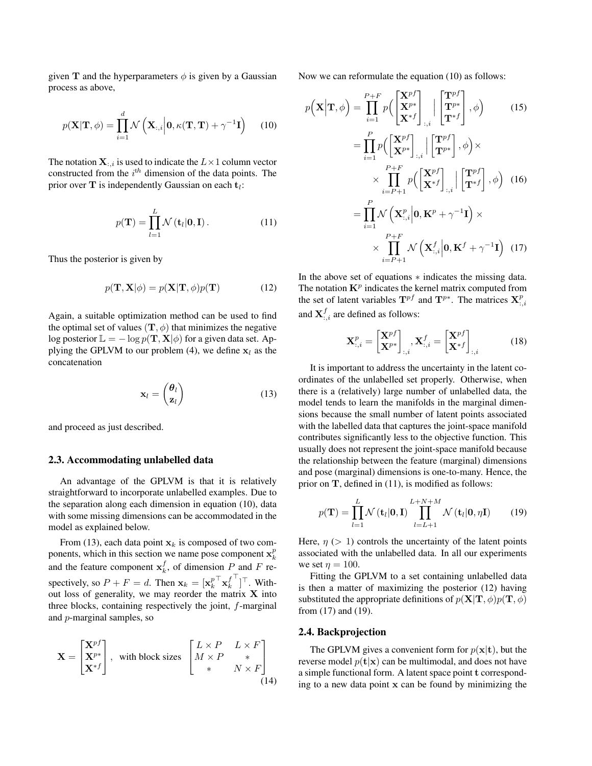given $\mathbf{T}$ and the hyperparameters $\phi$ is given by a Gaussian process as above,

$$p(\mathbf{X}|\mathbf{T}, \phi) = \prod_{i=1}^{d} \mathcal{N}\left(\mathbf{X}_{:,i}\Big|\mathbf{0}, \kappa(\mathbf{T}, \mathbf{T}) + \gamma^{-1}\mathbf{I}\right) \quad (10)$$

The notation $\mathbf{X}_{:,i}$ is used to indicate the $L \times 1$ column vector constructed from the $i^{th}$ dimension of the data points. The prior over $\mathbf{T}$ is independently Gaussian on each $\mathbf{t}_l$:

$$p(\mathbf{T}) = \prod_{l=1}^{L} \mathcal{N}(\mathbf{t}_l|\mathbf{0}, \mathbf{I}). \quad (11)$$

Thus the posterior is given by

$$p(\mathbf{T}, \mathbf{X}|\phi) = p(\mathbf{X}|\mathbf{T}, \phi)p(\mathbf{T}) \quad (12)$$

Again, a suitable optimization method can be used to find the optimal set of values $(\mathbf{T}, \phi)$ that minimizes the negative log posterior $\mathbb{L} = -\log p(\mathbf{T}, \mathbf{X}|\phi)$ for a given data set. Applying the GPLVM to our problem (4), we define $\mathbf{x}_l$ as the concatenation

$$\mathbf{x}_l = \begin{pmatrix} \boldsymbol{\theta}_l \\ \mathbf{z}_l \end{pmatrix} \quad (13)$$

and proceed as just described.

### 2.3. Accommodating unlabelled data

An advantage of the GPLVM is that it is relatively straightforward to incorporate unlabelled examples. Due to the separation along each dimension in equation (10), data with some missing dimensions can be accommodated in the model as explained below.

From (13), each data point $\mathbf{x}_k$ is composed of two components, which in this section we name pose component $\mathbf{x}_k^p$ and the feature component $\mathbf{x}_k^f$, of dimension $P$ and $F$ respectively, so $P + F = d$. Then $\mathbf{x}_k = [\mathbf{x}_k^{p\top} \mathbf{x}_k^{f\top}]^\top$. Without loss of generality, we may reorder the matrix $\mathbf{X}$ into three blocks, containing respectively the joint, $f$-marginal and $p$-marginal samples, so

$$\mathbf{X} = \begin{bmatrix} \mathbf{X}^{pf} \\ \mathbf{X}^{p*} \\ \mathbf{X}^{*f} \end{bmatrix}, \text{ with block sizes } \begin{bmatrix} L \times P & L \times F \\ M \times P & * \\ * & N \times F \end{bmatrix} \quad (14)$$

Now we can reformulate the equation (10) as follows:

$$p\Big(\mathbf{X}\Big|\mathbf{T}, \phi\Big) = \prod_{i=1}^{P+F} p\Big(\begin{bmatrix} \mathbf{X}^{pf} \\ \mathbf{X}^{p*} \\ \mathbf{X}^{*f} \end{bmatrix}_{:,i} \Big| \begin{bmatrix} \mathbf{T}^{pf} \\ \mathbf{T}^{p*} \\ \mathbf{T}^{*f} \end{bmatrix}, \phi\Big) \quad (15)$$

$$= \prod_{i=1}^{P} p\Big(\begin{bmatrix} \mathbf{X}^{pf} \\ \mathbf{X}^{p*} \end{bmatrix}_{:,i} \Big| \begin{bmatrix} \mathbf{T}^{pf} \\ \mathbf{T}^{p*} \end{bmatrix}, \phi\Big) \times \prod_{i=P+1}^{P+F} p\Big(\begin{bmatrix} \mathbf{X}^{pf} \\ \mathbf{X}^{*f} \end{bmatrix}_{:,i} \Big| \begin{bmatrix} \mathbf{T}^{pf} \\ \mathbf{T}^{*f} \end{bmatrix}, \phi\Big) \quad (16)$$

$$= \prod_{i=1}^{P} \mathcal{N}\left(\mathbf{X}_{:,i}^{p}\Big|\mathbf{0}, \mathbf{K}^p + \gamma^{-1}\mathbf{I}\right) \times \prod_{i=P+1}^{P+F} \mathcal{N}\left(\mathbf{X}_{:,i}^{f}\Big|\mathbf{0}, \mathbf{K}^f + \gamma^{-1}\mathbf{I}\right) \quad (17)$$

In the above set of equations $*$ indicates the missing data. The notation $\mathbf{K}^p$ indicates the kernel matrix computed from the set of latent variables $\mathbf{T}^{pf}$ and $\mathbf{T}^{p*}$. The matrices $\mathbf{X}_{:,i}^p$ and $\mathbf{X}_{:,i}^f$ are defined as follows:

$$\mathbf{X}_{:,i}^p = \begin{bmatrix} \mathbf{X}^{pf} \\ \mathbf{X}^{p*} \end{bmatrix}_{:,i}, \mathbf{X}_{:,i}^f = \begin{bmatrix} \mathbf{X}^{pf} \\ \mathbf{X}^{*f} \end{bmatrix}_{:,i} \quad (18)$$

It is important to address the uncertainty in the latent coordinates of the unlabelled set properly. Otherwise, when there is a (relatively) large number of unlabelled data, the model tends to learn the manifolds in the marginal dimensions because the small number of latent points associated with the labelled data that captures the joint-space manifold contributes significantly less to the objective function. This usually does not represent the joint-space manifold because the relationship between the feature (marginal) dimensions and pose (marginal) dimensions is one-to-many. Hence, the prior on $\mathbf{T}$, defined in (11), is modified as follows:

$$p(\mathbf{T}) = \prod_{l=1}^{L} \mathcal{N}(\mathbf{t}_l|\mathbf{0}, \mathbf{I}) \prod_{l=L+1}^{L+N+M} \mathcal{N}(\mathbf{t}_l|\mathbf{0}, \eta\mathbf{I}) \quad (19)$$

Here, $\eta$ $(> 1)$ controls the uncertainty of the latent points associated with the unlabelled data. In all our experiments we set $\eta = 100$.

Fitting the GPLVM to a set containing unlabelled data is then a matter of maximizing the posterior (12) having substituted the appropriate definitions of $p(\mathbf{X}|\mathbf{T}, \phi)p(\mathbf{T}, \phi)$ from (17) and (19).

### 2.4. Backprojection

The GPLVM gives a convenient form for $p(\mathbf{x}|\mathbf{t})$, but the reverse model $p(\mathbf{t}|\mathbf{x})$ can be multimodal, and does not have a simple functional form. A latent space point $\mathbf{t}$ corresponding to a new data point $\mathbf{x}$ can be found by minimizing the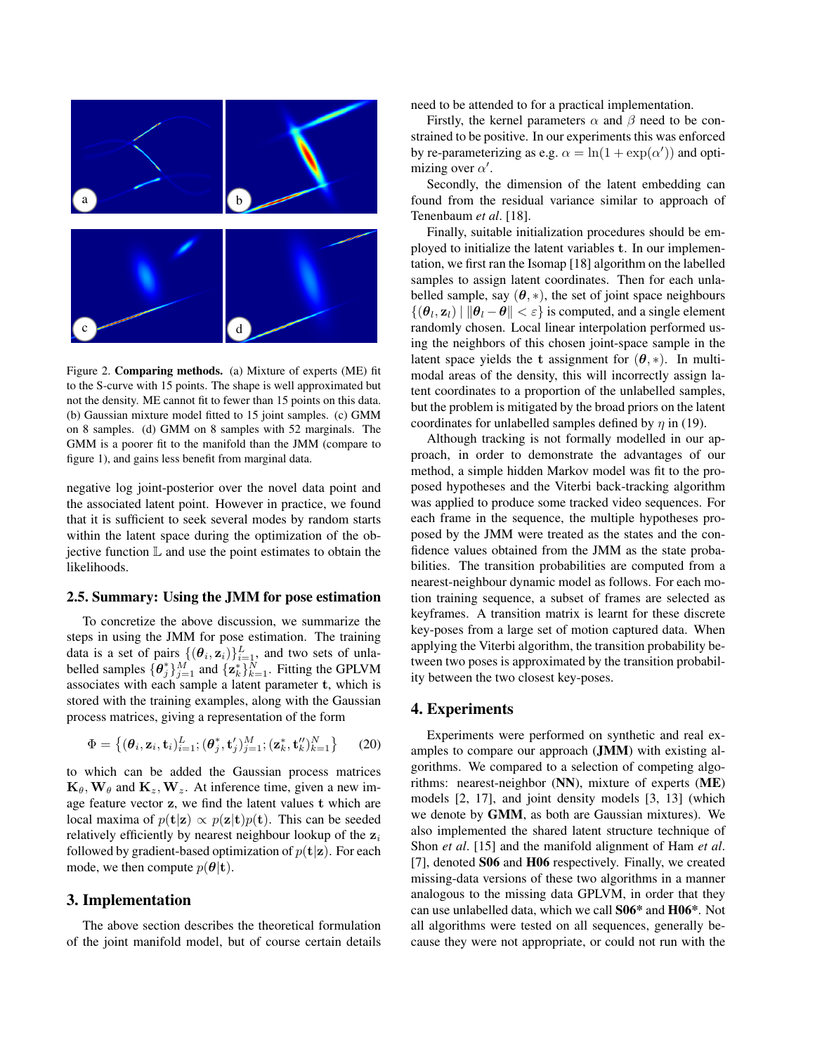Figure 2. **Comparing methods.** (a) Mixture of experts (ME) fit to the S-curve with 15 points. The shape is well approximated but not the density. ME cannot fit to fewer than 15 points on this data. (b) Gaussian mixture model fitted to 15 joint samples. (c) GMM on 8 samples. (d) GMM on 8 samples with 52 marginals. The GMM is a poorer fit to the manifold than the JMM (compare to figure 1), and gains less benefit from marginal data.

negative log joint-posterior over the novel data point and the associated latent point. However in practice, we found that it is sufficient to seek several modes by random starts within the latent space during the optimization of the objective function $\mathbb{L}$ and use the point estimates to obtain the likelihoods.

### 2.5. Summary: Using the JMM for pose estimation

To concretize the above discussion, we summarize the steps in using the JMM for pose estimation. The training data is a set of pairs $\{(\boldsymbol{\theta}_i, \mathbf{z}_i)\}_{i=1}^{L}$, and two sets of unlabelled samples $\{\boldsymbol{\theta}_j^*\}_{j=1}^{M}$ and $\{\mathbf{z}_k^*\}_{k=1}^{N}$. Fitting the GPLVM associates with each sample a latent parameter $\mathbf{t}$, which is stored with the training examples, along with the Gaussian process matrices, giving a representation of the form

$$\Phi = \left\{(\boldsymbol{\theta}_i, \mathbf{z}_i, \mathbf{t}_i)_{i=1}^{L}; (\boldsymbol{\theta}_j^*, \mathbf{t}_j')_{j=1}^{M}; (\mathbf{z}_k^*, \mathbf{t}_k'')_{k=1}^{N}\right\} \tag{20}$$

to which can be added the Gaussian process matrices $\mathbf{K}_\theta, \mathbf{W}_\theta$ and $\mathbf{K}_z, \mathbf{W}_z$. At inference time, given a new image feature vector $\mathbf{z}$, we find the latent values $\mathbf{t}$ which are local maxima of $p(\mathbf{t}|\mathbf{z}) \propto p(\mathbf{z}|\mathbf{t})p(\mathbf{t})$. This can be seeded relatively efficiently by nearest neighbour lookup of the $\mathbf{z}_i$ followed by gradient-based optimization of $p(\mathbf{t}|\mathbf{z})$. For each mode, we then compute $p(\boldsymbol{\theta}|\mathbf{t})$.

## 3. Implementation

The above section describes the theoretical formulation of the joint manifold model, but of course certain details need to be attended to for a practical implementation.

Firstly, the kernel parameters $\alpha$ and $\beta$ need to be constrained to be positive. In our experiments this was enforced by re-parameterizing as e.g. $\alpha = \ln(1 + \exp(\alpha'))$ and optimizing over $\alpha'$.

Secondly, the dimension of the latent embedding can found from the residual variance similar to approach of Tenenbaum *et al*. [18].

Finally, suitable initialization procedures should be employed to initialize the latent variables $\mathbf{t}$. In our implementation, we first ran the Isomap [18] algorithm on the labelled samples to assign latent coordinates. Then for each unlabelled sample, say $(\boldsymbol{\theta}, *)$, the set of joint space neighbours $\{(\boldsymbol{\theta}_l, \mathbf{z}_l) \mid \|\boldsymbol{\theta}_l - \boldsymbol{\theta}\| < \varepsilon\}$ is computed, and a single element randomly chosen. Local linear interpolation performed using the neighbors of this chosen joint-space sample in the latent space yields the $\mathbf{t}$ assignment for $(\boldsymbol{\theta}, *)$. In multimodal areas of the density, this will incorrectly assign latent coordinates to a proportion of the unlabelled samples, but the problem is mitigated by the broad priors on the latent coordinates for unlabelled samples defined by $\eta$ in (19).

Although tracking is not formally modelled in our approach, in order to demonstrate the advantages of our method, a simple hidden Markov model was fit to the proposed hypotheses and the Viterbi back-tracking algorithm was applied to produce some tracked video sequences. For each frame in the sequence, the multiple hypotheses proposed by the JMM were treated as the states and the confidence values obtained from the JMM as the state probabilities. The transition probabilities are computed from a nearest-neighbour dynamic model as follows. For each motion training sequence, a subset of frames are selected as keyframes. A transition matrix is learnt for these discrete key-poses from a large set of motion captured data. When applying the Viterbi algorithm, the transition probability between two poses is approximated by the transition probability between the two closest key-poses.

## 4. Experiments

Experiments were performed on synthetic and real examples to compare our approach (**JMM**) with existing algorithms. We compared to a selection of competing algorithms: nearest-neighbor (**NN**), mixture of experts (**ME**) models [2, 17], and joint density models [3, 13] (which we denote by **GMM**, as both are Gaussian mixtures). We also implemented the shared latent structure technique of Shon *et al*. [15] and the manifold alignment of Ham *et al*. [7], denoted **S06** and **H06** respectively. Finally, we created missing-data versions of these two algorithms in a manner analogous to the missing data GPLVM, in order that they can use unlabelled data, which we call **S06\*** and **H06\***. Not all algorithms were tested on all sequences, generally because they were not appropriate, or could not run with the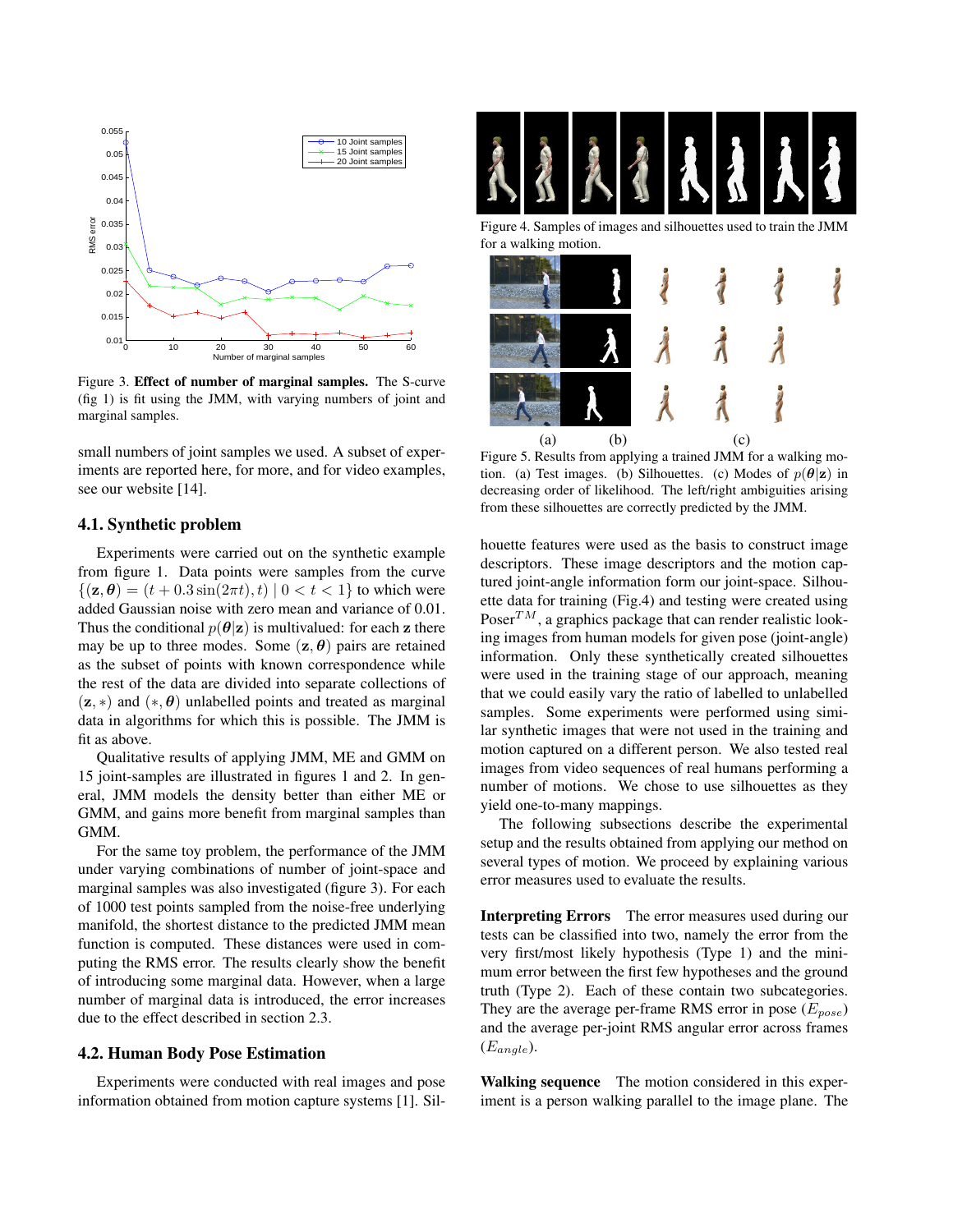Figure 3. **Effect of number of marginal samples.** The S-curve (fig 1) is fit using the JMM, with varying numbers of joint and marginal samples.

small numbers of joint samples we used. A subset of experiments are reported here, for more, and for video examples, see our website [14].

### 4.1. Synthetic problem

Experiments were carried out on the synthetic example from figure 1. Data points were samples from the curve $\{(\mathbf{z}, \boldsymbol{\theta}) = (t + 0.3\sin(2\pi t), t) \mid 0 < t < 1\}$ to which were added Gaussian noise with zero mean and variance of 0.01. Thus the conditional $p(\boldsymbol{\theta}|\mathbf{z})$ is multivalued: for each $\mathbf{z}$ there may be up to three modes. Some $(\mathbf{z}, \boldsymbol{\theta})$ pairs are retained as the subset of points with known correspondence while the rest of the data are divided into separate collections of $(\mathbf{z}, *)$ and $(*, \boldsymbol{\theta})$ unlabelled points and treated as marginal data in algorithms for which this is possible. The JMM is fit as above.

Qualitative results of applying JMM, ME and GMM on 15 joint-samples are illustrated in figures 1 and 2. In general, JMM models the density better than either ME or GMM, and gains more benefit from marginal samples than GMM.

For the same toy problem, the performance of the JMM under varying combinations of number of joint-space and marginal samples was also investigated (figure 3). For each of 1000 test points sampled from the noise-free underlying manifold, the shortest distance to the predicted JMM mean function is computed. These distances were used in computing the RMS error. The results clearly show the benefit of introducing some marginal data. However, when a large number of marginal data is introduced, the error increases due to the effect described in section 2.3.

### 4.2. Human Body Pose Estimation

Experiments were conducted with real images and pose information obtained from motion capture systems [1]. Silhouette features were used as the basis to construct image descriptors. These image descriptors and the motion captured joint-angle information form our joint-space. Silhouette data for training (Fig.4) and testing were created using Poser$^{TM}$, a graphics package that can render realistic looking images from human models for given pose (joint-angle) information. Only these synthetically created silhouettes were used in the training stage of our approach, meaning that we could easily vary the ratio of labelled to unlabelled samples. Some experiments were performed using similar synthetic images that were not used in the training and motion captured on a different person. We also tested real images from video sequences of real humans performing a number of motions. We chose to use silhouettes as they yield one-to-many mappings.

Figure 4. Samples of images and silhouettes used to train the JMM for a walking motion.

Figure 5. Results from applying a trained JMM for a walking motion. (a) Test images. (b) Silhouettes. (c) Modes of $p(\boldsymbol{\theta}|\mathbf{z})$ in decreasing order of likelihood. The left/right ambiguities arising from these silhouettes are correctly predicted by the JMM.

The following subsections describe the experimental setup and the results obtained from applying our method on several types of motion. We proceed by explaining various error measures used to evaluate the results.

**Interpreting Errors** The error measures used during our tests can be classified into two, namely the error from the very first/most likely hypothesis (Type 1) and the minimum error between the first few hypotheses and the ground truth (Type 2). Each of these contain two subcategories. They are the average per-frame RMS error in pose ($E_{pose}$) and the average per-joint RMS angular error across frames ($E_{angle}$).

**Walking sequence** The motion considered in this experiment is a person walking parallel to the image plane. The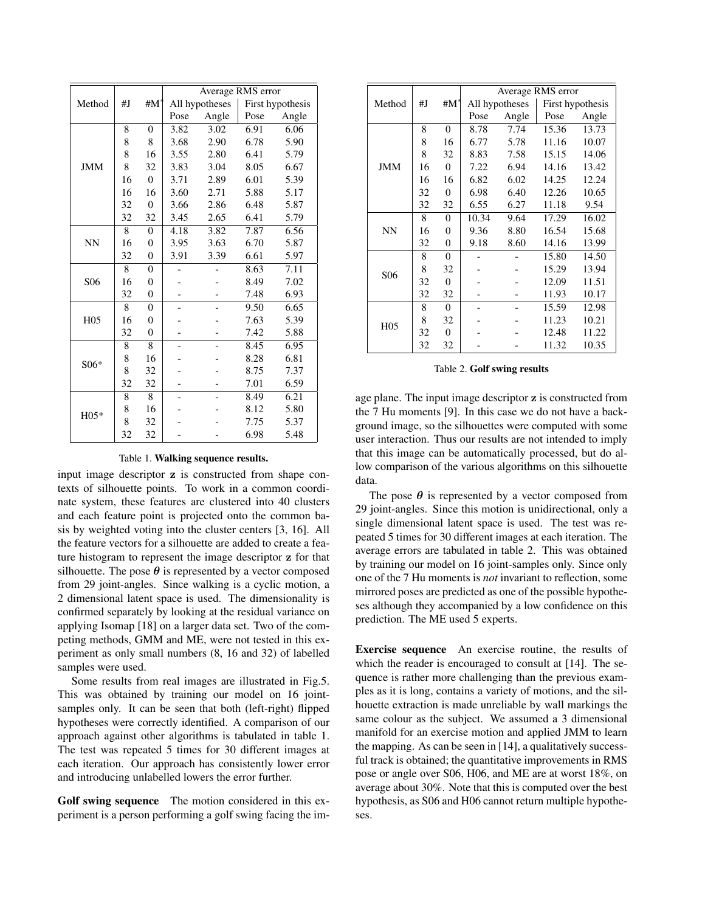| Method | #J | #M* | Average RMS error | | | |
|---|---|---|---|---|---|---|
| | | | All hypotheses | | First hypothesis | |
| | | | Pose | Angle | Pose | Angle |
| JMM | 8 | 0 | 3.82 | 3.02 | 6.91 | 6.06 |
| | 8 | 8 | 3.68 | 2.90 | 6.78 | 5.90 |
| | 8 | 16 | 3.55 | 2.80 | 6.41 | 5.79 |
| | 8 | 32 | 3.83 | 3.04 | 8.05 | 6.67 |
| | 16 | 0 | 3.71 | 2.89 | 6.01 | 5.39 |
| | 16 | 16 | 3.60 | 2.71 | 5.88 | 5.17 |
| | 32 | 0 | 3.66 | 2.86 | 6.48 | 5.87 |
| | 32 | 32 | 3.45 | 2.65 | 6.41 | 5.79 |
| NN | 8 | 0 | 4.18 | 3.82 | 7.87 | 6.56 |
| | 16 | 0 | 3.95 | 3.63 | 6.70 | 5.87 |
| | 32 | 0 | 3.91 | 3.39 | 6.61 | 5.97 |
| S06 | 8 | 0 | - | - | 8.63 | 7.11 |
| | 16 | 0 | - | - | 8.49 | 7.02 |
| | 32 | 0 | - | - | 7.48 | 6.93 |
| H05 | 8 | 0 | - | - | 9.50 | 6.65 |
| | 16 | 0 | - | - | 7.63 | 5.39 |
| | 32 | 0 | - | - | 7.42 | 5.88 |
| S06* | 8 | 8 | - | - | 8.45 | 6.95 |
| | 8 | 16 | - | - | 8.28 | 6.81 |
| | 8 | 32 | - | - | 8.75 | 7.37 |
| | 32 | 32 | - | - | 7.01 | 6.59 |
| H05* | 8 | 8 | - | - | 8.49 | 6.21 |
| | 8 | 16 | - | - | 8.12 | 5.80 |
| | 8 | 32 | - | - | 7.75 | 5.37 |
| | 32 | 32 | - | - | 6.98 | 5.48 |

Table 1. **Walking sequence results.**

input image descriptor **z** is constructed from shape contexts of silhouette points. To work in a common coordinate system, these features are clustered into 40 clusters and each feature point is projected onto the common basis by weighted voting into the cluster centers [3, 16]. All the feature vectors for a silhouette are added to create a feature histogram to represent the image descriptor **z** for that silhouette. The pose $\boldsymbol{\theta}$ is represented by a vector composed from 29 joint-angles. Since walking is a cyclic motion, a 2 dimensional latent space is used. The dimensionality is confirmed separately by looking at the residual variance on applying Isomap [18] on a larger data set. Two of the competing methods, GMM and ME, were not tested in this experiment as only small numbers (8, 16 and 32) of labelled samples were used.

Some results from real images are illustrated in Fig.5. This was obtained by training our model on 16 joint-samples only. It can be seen that both (left-right) flipped hypotheses were correctly identified. A comparison of our approach against other algorithms is tabulated in table 1. The test was repeated 5 times for 30 different images at each iteration. Our approach has consistently lower error and introducing unlabelled lowers the error further.

**Golf swing sequence** The motion considered in this experiment is a person performing a golf swing facing the image plane. The input image descriptor **z** is constructed from the 7 Hu moments [9]. In this case we do not have a background image, so the silhouettes were computed with some user interaction. Thus our results are not intended to imply that this image can be automatically processed, but do allow comparison of the various algorithms on this silhouette data.

| Method | #J | #M* | Average RMS error | | | |
|---|---|---|---|---|---|---|
| | | | All hypotheses | | First hypothesis | |
| | | | Pose | Angle | Pose | Angle |
| JMM | 8 | 0 | 8.78 | 7.74 | 15.36 | 13.73 |
| | 8 | 16 | 6.77 | 5.78 | 11.16 | 10.07 |
| | 8 | 32 | 8.83 | 7.58 | 15.15 | 14.06 |
| | 16 | 0 | 7.22 | 6.94 | 14.16 | 13.42 |
| | 16 | 16 | 6.82 | 6.02 | 14.25 | 12.24 |
| | 32 | 0 | 6.98 | 6.40 | 12.26 | 10.65 |
| | 32 | 32 | 6.55 | 6.27 | 11.18 | 9.54 |
| NN | 8 | 0 | 10.34 | 9.64 | 17.29 | 16.02 |
| | 16 | 0 | 9.36 | 8.80 | 16.54 | 15.68 |
| | 32 | 0 | 9.18 | 8.60 | 14.16 | 13.99 |
| S06 | 8 | 0 | - | - | 15.80 | 14.50 |
| | 8 | 32 | - | - | 15.29 | 13.94 |
| | 32 | 0 | - | - | 12.09 | 11.51 |
| | 32 | 32 | - | - | 11.93 | 10.17 |
| H05 | 8 | 0 | - | - | 15.59 | 12.98 |
| | 8 | 32 | - | - | 11.23 | 10.21 |
| | 32 | 0 | - | - | 12.48 | 11.22 |
| | 32 | 32 | - | - | 11.32 | 10.35 |

Table 2. **Golf swing results**

The pose $\boldsymbol{\theta}$ is represented by a vector composed from 29 joint-angles. Since this motion is unidirectional, only a single dimensional latent space is used. The test was repeated 5 times for 30 different images at each iteration. The average errors are tabulated in table 2. This was obtained by training our model on 16 joint-samples only. Since only one of the 7 Hu moments is *not* invariant to reflection, some mirrored poses are predicted as one of the possible hypotheses although they accompanied by a low confidence on this prediction. The ME used 5 experts.

**Exercise sequence** An exercise routine, the results of which the reader is encouraged to consult at [14]. The sequence is rather more challenging than the previous examples as it is long, contains a variety of motions, and the silhouette extraction is made unreliable by wall markings the same colour as the subject. We assumed a 3 dimensional manifold for an exercise motion and applied JMM to learn the mapping. As can be seen in [14], a qualitatively successful track is obtained; the quantitative improvements in RMS pose or angle over S06, H06, and ME are at worst 18%, on average about 30%. Note that this is computed over the best hypothesis, as S06 and H06 cannot return multiple hypotheses.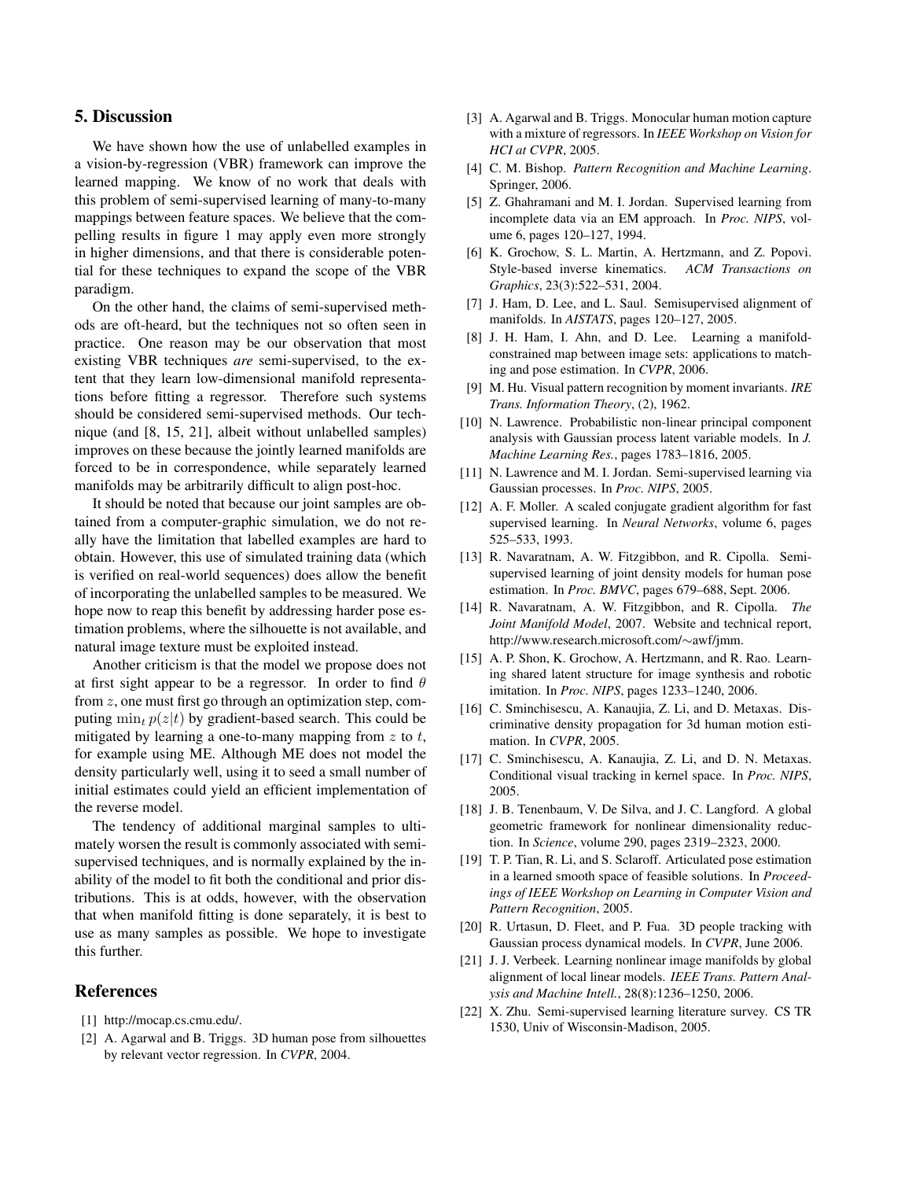## 5. Discussion

We have shown how the use of unlabelled examples in a vision-by-regression (VBR) framework can improve the learned mapping. We know of no work that deals with this problem of semi-supervised learning of many-to-many mappings between feature spaces. We believe that the compelling results in figure 1 may apply even more strongly in higher dimensions, and that there is considerable potential for these techniques to expand the scope of the VBR paradigm.

On the other hand, the claims of semi-supervised methods are oft-heard, but the techniques not so often seen in practice. One reason may be our observation that most existing VBR techniques *are* semi-supervised, to the extent that they learn low-dimensional manifold representations before fitting a regressor. Therefore such systems should be considered semi-supervised methods. Our technique (and [8, 15, 21], albeit without unlabelled samples) improves on these because the jointly learned manifolds are forced to be in correspondence, while separately learned manifolds may be arbitrarily difficult to align post-hoc.

It should be noted that because our joint samples are obtained from a computer-graphic simulation, we do not really have the limitation that labelled examples are hard to obtain. However, this use of simulated training data (which is verified on real-world sequences) does allow the benefit of incorporating the unlabelled samples to be measured. We hope now to reap this benefit by addressing harder pose estimation problems, where the silhouette is not available, and natural image texture must be exploited instead.

Another criticism is that the model we propose does not at first sight appear to be a regressor. In order to find $\theta$ from $z$, one must first go through an optimization step, computing $\min_t p(z|t)$ by gradient-based search. This could be mitigated by learning a one-to-many mapping from $z$ to $t$, for example using ME. Although ME does not model the density particularly well, using it to seed a small number of initial estimates could yield an efficient implementation of the reverse model.

The tendency of additional marginal samples to ultimately worsen the result is commonly associated with semi-supervised techniques, and is normally explained by the inability of the model to fit both the conditional and prior distributions. This is at odds, however, with the observation that when manifold fitting is done separately, it is best to use as many samples as possible. We hope to investigate this further.

## References

[1] http://mocap.cs.cmu.edu/.

[2] A. Agarwal and B. Triggs. 3D human pose from silhouettes by relevant vector regression. In *CVPR*, 2004.

[3] A. Agarwal and B. Triggs. Monocular human motion capture with a mixture of regressors. In *IEEE Workshop on Vision for HCI at CVPR*, 2005.

[4] C. M. Bishop. *Pattern Recognition and Machine Learning*. Springer, 2006.

[5] Z. Ghahramani and M. I. Jordan. Supervised learning from incomplete data via an EM approach. In *Proc. NIPS*, volume 6, pages 120–127, 1994.

[6] K. Grochow, S. L. Martin, A. Hertzmann, and Z. Popovi. Style-based inverse kinematics. *ACM Transactions on Graphics*, 23(3):522–531, 2004.

[7] J. Ham, D. Lee, and L. Saul. Semisupervised alignment of manifolds. In *AISTATS*, pages 120–127, 2005.

[8] J. H. Ham, I. Ahn, and D. Lee. Learning a manifold-constrained map between image sets: applications to matching and pose estimation. In *CVPR*, 2006.

[9] M. Hu. Visual pattern recognition by moment invariants. *IRE Trans. Information Theory*, (2), 1962.

[10] N. Lawrence. Probabilistic non-linear principal component analysis with Gaussian process latent variable models. In *J. Machine Learning Res.*, pages 1783–1816, 2005.

[11] N. Lawrence and M. I. Jordan. Semi-supervised learning via Gaussian processes. In *Proc. NIPS*, 2005.

[12] A. F. Moller. A scaled conjugate gradient algorithm for fast supervised learning. In *Neural Networks*, volume 6, pages 525–533, 1993.

[13] R. Navaratnam, A. W. Fitzgibbon, and R. Cipolla. Semi-supervised learning of joint density models for human pose estimation. In *Proc. BMVC*, pages 679–688, Sept. 2006.

[14] R. Navaratnam, A. W. Fitzgibbon, and R. Cipolla. *The Joint Manifold Model*, 2007. Website and technical report, http://www.research.microsoft.com/∼awf/jmm.

[15] A. P. Shon, K. Grochow, A. Hertzmann, and R. Rao. Learning shared latent structure for image synthesis and robotic imitation. In *Proc. NIPS*, pages 1233–1240, 2006.

[16] C. Sminchisescu, A. Kanaujia, Z. Li, and D. Metaxas. Discriminative density propagation for 3d human motion estimation. In *CVPR*, 2005.

[17] C. Sminchisescu, A. Kanaujia, Z. Li, and D. N. Metaxas. Conditional visual tracking in kernel space. In *Proc. NIPS*, 2005.

[18] J. B. Tenenbaum, V. De Silva, and J. C. Langford. A global geometric framework for nonlinear dimensionality reduction. In *Science*, volume 290, pages 2319–2323, 2000.

[19] T. P. Tian, R. Li, and S. Sclaroff. Articulated pose estimation in a learned smooth space of feasible solutions. In *Proceedings of IEEE Workshop on Learning in Computer Vision and Pattern Recognition*, 2005.

[20] R. Urtasun, D. Fleet, and P. Fua. 3D people tracking with Gaussian process dynamical models. In *CVPR*, June 2006.

[21] J. J. Verbeek. Learning nonlinear image manifolds by global alignment of local linear models. *IEEE Trans. Pattern Analysis and Machine Intell.*, 28(8):1236–1250, 2006.

[22] X. Zhu. Semi-supervised learning literature survey. CS TR 1530, Univ of Wisconsin-Madison, 2005.